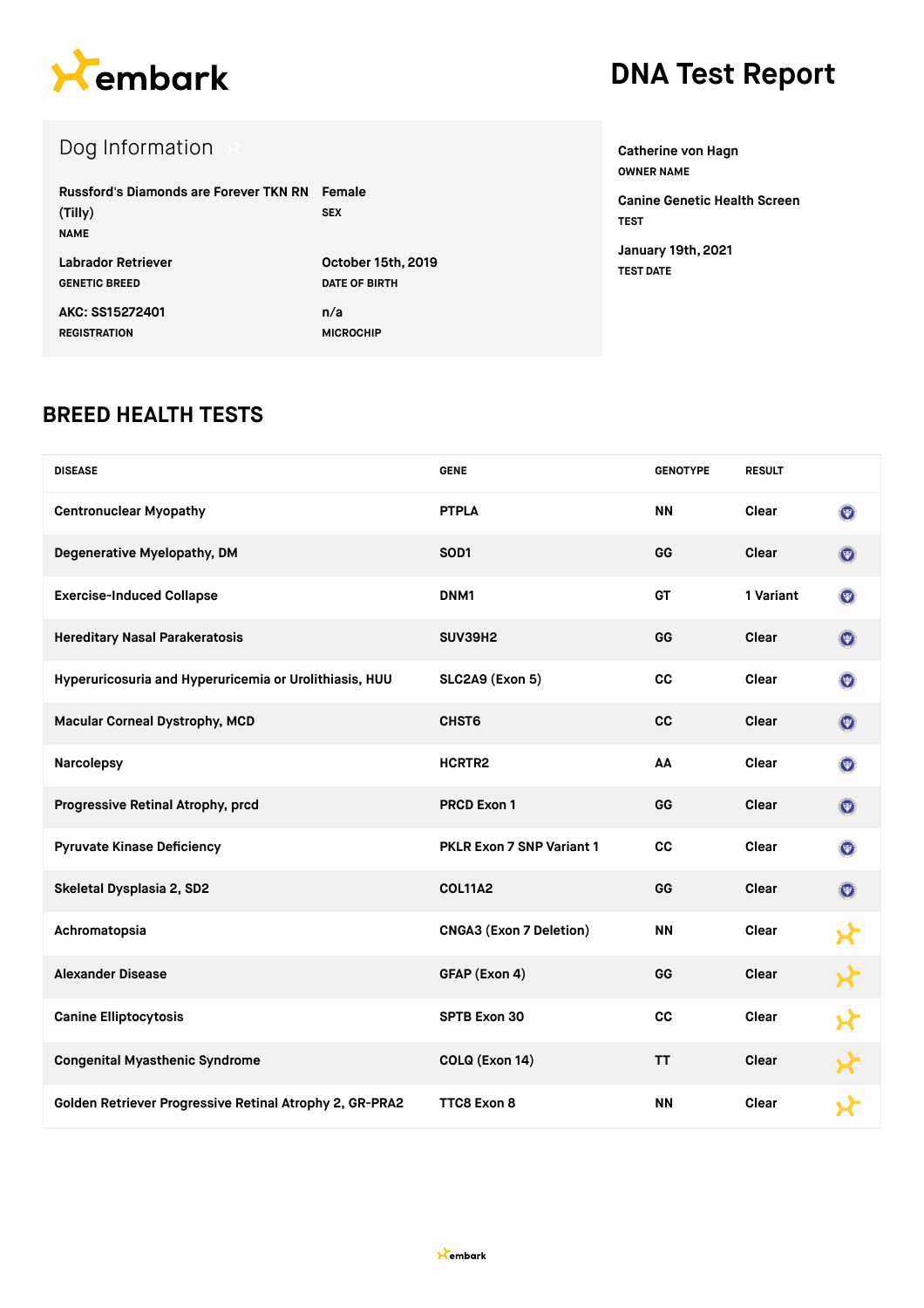embark

# DNA Test Report

## Dog Information

| | |
|---|---|
| Russford's Diamonds are Forever TKN RN (Tilly)<br>NAME | Female<br>SEX |
| Labrador Retriever<br>GENETIC BREED | October 15th, 2019<br>DATE OF BIRTH |
| AKC: SS15272401<br>REGISTRATION | n/a<br>MICROCHIP |

Catherine von Hagn
OWNER NAME

Canine Genetic Health Screen
TEST

January 19th, 2021
TEST DATE

## BREED HEALTH TESTS

| DISEASE | GENE | GENOTYPE | RESULT |
|---|---|---|---|
| Centronuclear Myopathy | PTPLA | NN | Clear |
| Degenerative Myelopathy, DM | SOD1 | GG | Clear |
| Exercise-Induced Collapse | DNM1 | GT | 1 Variant |
| Hereditary Nasal Parakeratosis | SUV39H2 | GG | Clear |
| Hyperuricosuria and Hyperuricemia or Urolithiasis, HUU | SLC2A9 (Exon 5) | CC | Clear |
| Macular Corneal Dystrophy, MCD | CHST6 | CC | Clear |
| Narcolepsy | HCRTR2 | AA | Clear |
| Progressive Retinal Atrophy, prcd | PRCD Exon 1 | GG | Clear |
| Pyruvate Kinase Deficiency | PKLR Exon 7 SNP Variant 1 | CC | Clear |
| Skeletal Dysplasia 2, SD2 | COL11A2 | GG | Clear |
| Achromatopsia | CNGA3 (Exon 7 Deletion) | NN | Clear |
| Alexander Disease | GFAP (Exon 4) | GG | Clear |
| Canine Elliptocytosis | SPTB Exon 30 | CC | Clear |
| Congenital Myasthenic Syndrome | COLQ (Exon 14) | TT | Clear |
| Golden Retriever Progressive Retinal Atrophy 2, GR-PRA2 | TTC8 Exon 8 | NN | Clear |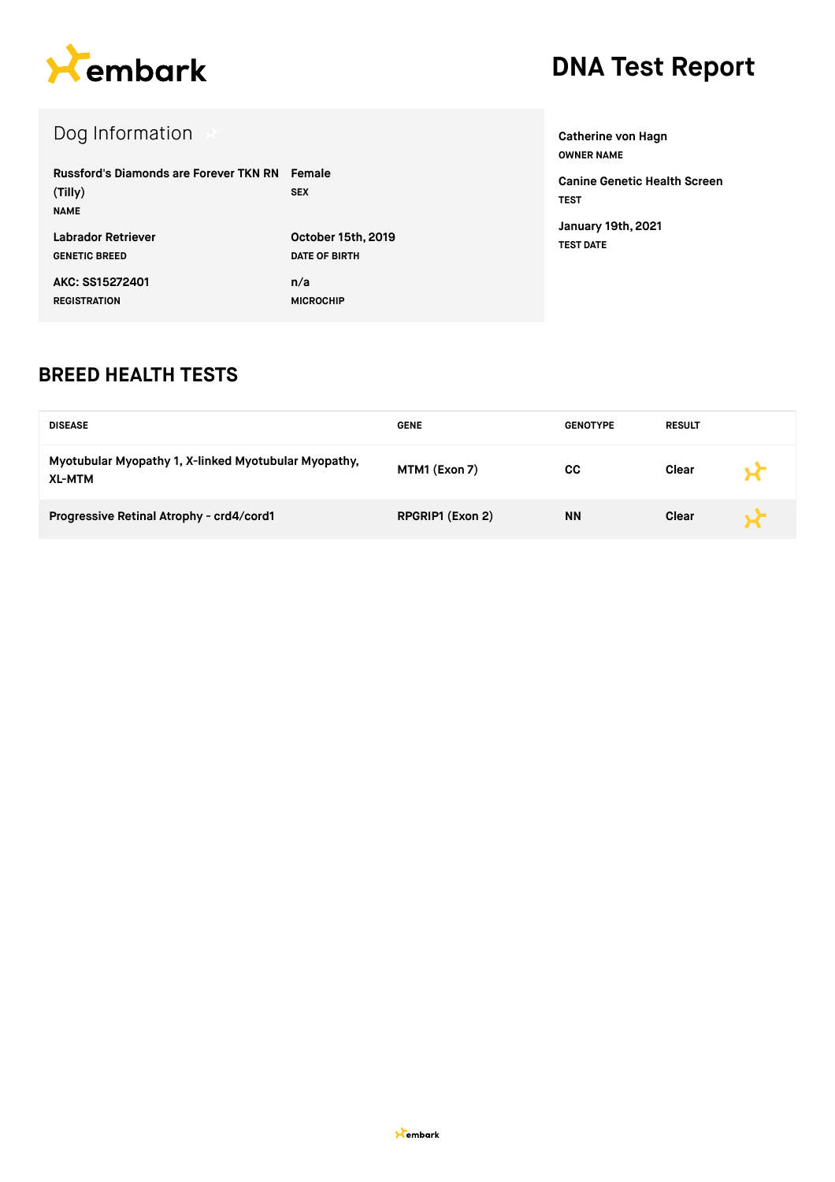# DNA Test Report

## Dog Information

| | |
|---|---|
| **Russford's Diamonds are Forever TKN RN (Tilly)** NAME | **Female** SEX |
| **Labrador Retriever** GENETIC BREED | **October 15th, 2019** DATE OF BIRTH |
| **AKC: SS15272401** REGISTRATION | **n/a** MICROCHIP |

**Catherine von Hagn**
OWNER NAME

**Canine Genetic Health Screen**
TEST

**January 19th, 2021**
TEST DATE

## BREED HEALTH TESTS

| DISEASE | GENE | GENOTYPE | RESULT |
|---|---|---|---|
| Myotubular Myopathy 1, X-linked Myotubular Myopathy, XL-MTM | MTM1 (Exon 7) | CC | Clear |
| Progressive Retinal Atrophy - crd4/cord1 | RPGRIP1 (Exon 2) | NN | Clear |